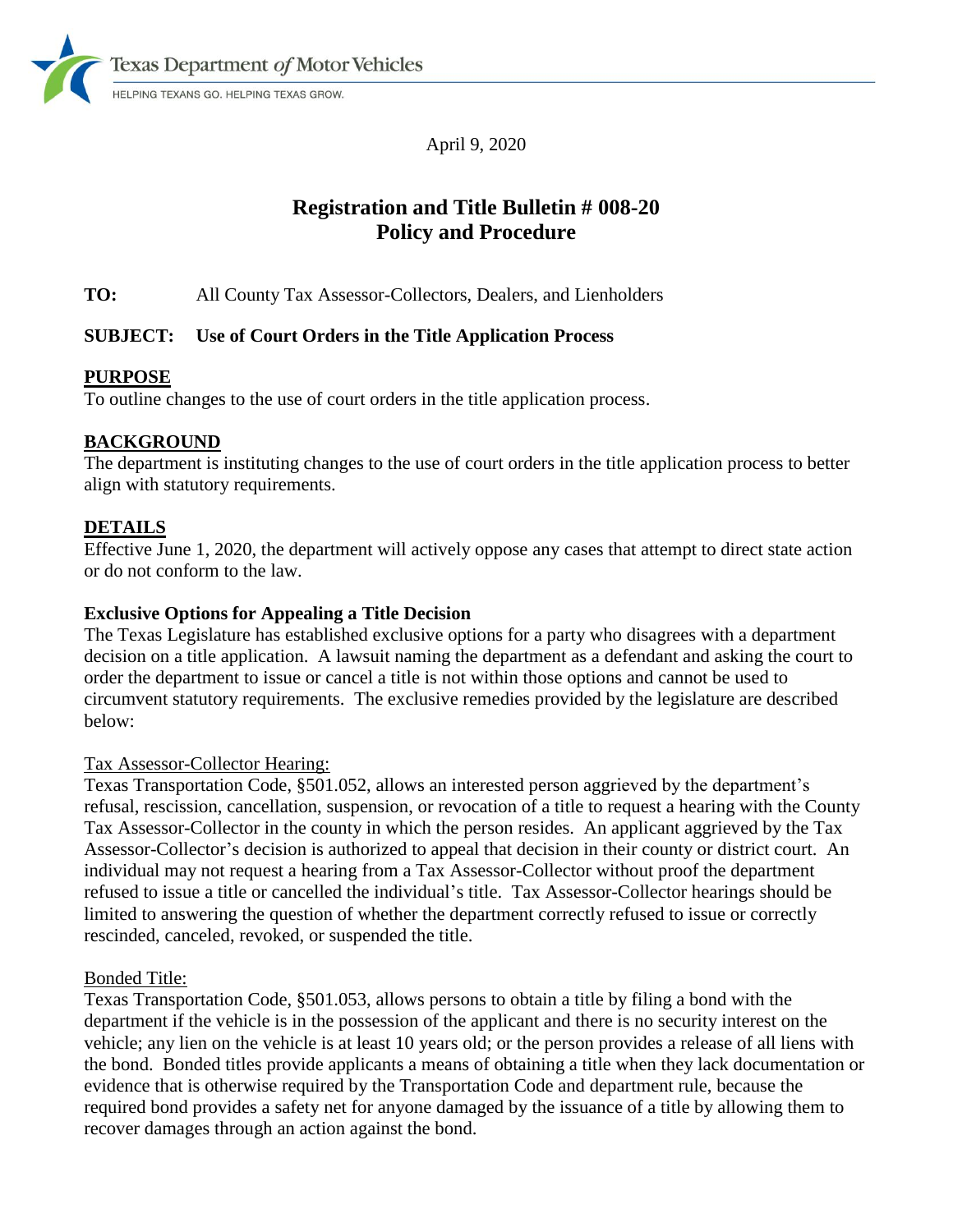Texas Department of Motor Vehicles

HELPING TEXANS GO. HELPING TEXAS GROW.

April 9, 2020

# Registration and Title Bulletin # 008-20
# Policy and Procedure

**TO:** All County Tax Assessor-Collectors, Dealers, and Lienholders

**SUBJECT: Use of Court Orders in the Title Application Process**

## PURPOSE

To outline changes to the use of court orders in the title application process.

## BACKGROUND

The department is instituting changes to the use of court orders in the title application process to better align with statutory requirements.

## DETAILS

Effective June 1, 2020, the department will actively oppose any cases that attempt to direct state action or do not conform to the law.

### Exclusive Options for Appealing a Title Decision

The Texas Legislature has established exclusive options for a party who disagrees with a department decision on a title application. A lawsuit naming the department as a defendant and asking the court to order the department to issue or cancel a title is not within those options and cannot be used to circumvent statutory requirements. The exclusive remedies provided by the legislature are described below:

Tax Assessor-Collector Hearing:

Texas Transportation Code, §501.052, allows an interested person aggrieved by the department's refusal, rescission, cancellation, suspension, or revocation of a title to request a hearing with the County Tax Assessor-Collector in the county in which the person resides. An applicant aggrieved by the Tax Assessor-Collector's decision is authorized to appeal that decision in their county or district court. An individual may not request a hearing from a Tax Assessor-Collector without proof the department refused to issue a title or cancelled the individual's title. Tax Assessor-Collector hearings should be limited to answering the question of whether the department correctly refused to issue or correctly rescinded, canceled, revoked, or suspended the title.

Bonded Title:

Texas Transportation Code, §501.053, allows persons to obtain a title by filing a bond with the department if the vehicle is in the possession of the applicant and there is no security interest on the vehicle; any lien on the vehicle is at least 10 years old; or the person provides a release of all liens with the bond. Bonded titles provide applicants a means of obtaining a title when they lack documentation or evidence that is otherwise required by the Transportation Code and department rule, because the required bond provides a safety net for anyone damaged by the issuance of a title by allowing them to recover damages through an action against the bond.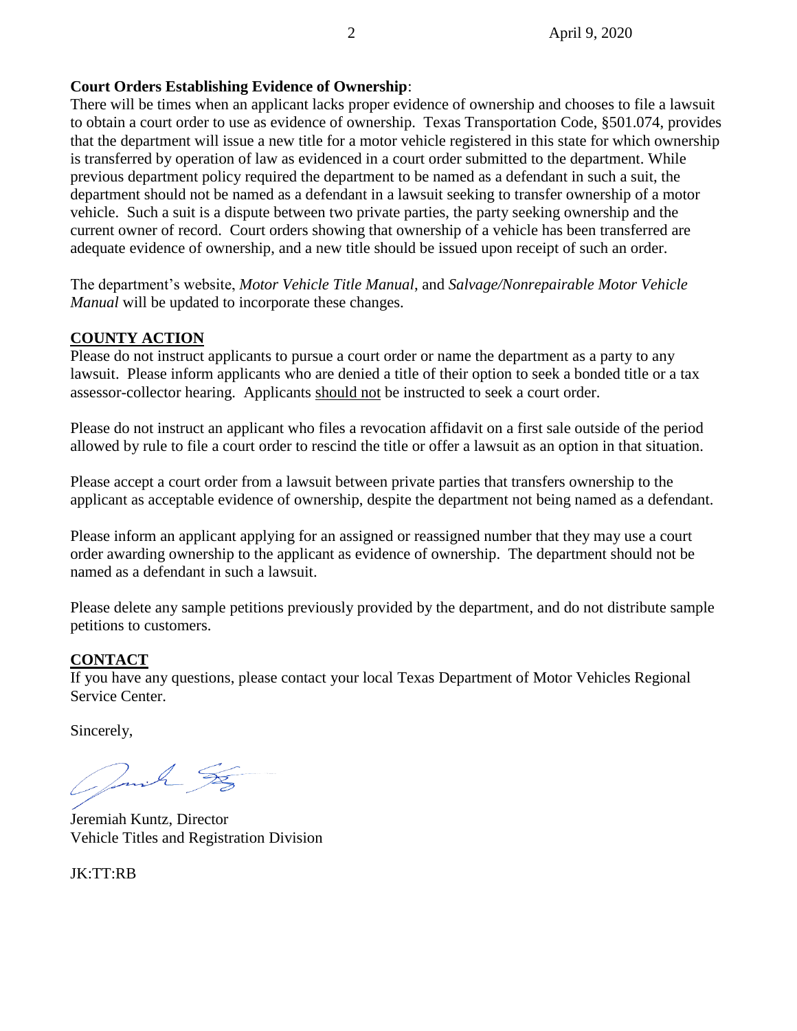**Court Orders Establishing Evidence of Ownership**:

There will be times when an applicant lacks proper evidence of ownership and chooses to file a lawsuit to obtain a court order to use as evidence of ownership. Texas Transportation Code, §501.074, provides that the department will issue a new title for a motor vehicle registered in this state for which ownership is transferred by operation of law as evidenced in a court order submitted to the department. While previous department policy required the department to be named as a defendant in such a suit, the department should not be named as a defendant in a lawsuit seeking to transfer ownership of a motor vehicle. Such a suit is a dispute between two private parties, the party seeking ownership and the current owner of record. Court orders showing that ownership of a vehicle has been transferred are adequate evidence of ownership, and a new title should be issued upon receipt of such an order.

The department's website, *Motor Vehicle Title Manual*, and *Salvage/Nonrepairable Motor Vehicle Manual* will be updated to incorporate these changes.

## COUNTY ACTION

Please do not instruct applicants to pursue a court order or name the department as a party to any lawsuit. Please inform applicants who are denied a title of their option to seek a bonded title or a tax assessor-collector hearing. Applicants should not be instructed to seek a court order.

Please do not instruct an applicant who files a revocation affidavit on a first sale outside of the period allowed by rule to file a court order to rescind the title or offer a lawsuit as an option in that situation.

Please accept a court order from a lawsuit between private parties that transfers ownership to the applicant as acceptable evidence of ownership, despite the department not being named as a defendant.

Please inform an applicant applying for an assigned or reassigned number that they may use a court order awarding ownership to the applicant as evidence of ownership. The department should not be named as a defendant in such a lawsuit.

Please delete any sample petitions previously provided by the department, and do not distribute sample petitions to customers.

## CONTACT

If you have any questions, please contact your local Texas Department of Motor Vehicles Regional Service Center.

Sincerely,

Jeremiah Kuntz, Director
Vehicle Titles and Registration Division

JK:TT:RB